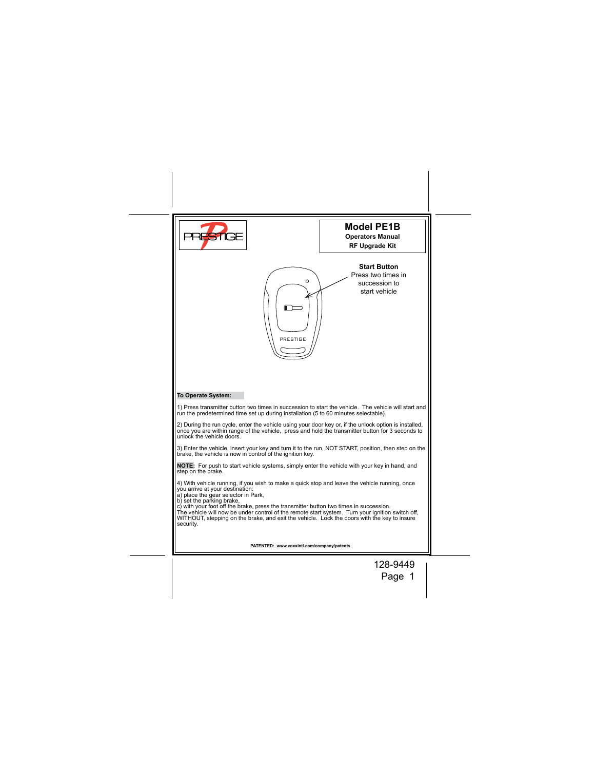PRESTIGE

# Model PE1B

**Operators Manual**

**RF Upgrade Kit**

**Start Button**
Press two times in succession to start vehicle

PRESTIGE

**To Operate System:**

1) Press transmitter button two times in succession to start the vehicle. The vehicle will start and run the predetermined time set up during installation (5 to 60 minutes selectable).

2) During the run cycle, enter the vehicle using your door key or, if the unlock option is installed, once you are within range of the vehicle, press and hold the transmitter button for 3 seconds to unlock the vehicle doors.

3) Enter the vehicle, insert your key and turn it to the run, NOT START, position, then step on the brake, the vehicle is now in control of the ignition key.

**NOTE:** For push to start vehicle systems, simply enter the vehicle with your key in hand, and step on the brake.

4) With vehicle running, if you wish to make a quick stop and leave the vehicle running, once you arrive at your destination:
a) place the gear selector in Park,
b) set the parking brake,
c) with your foot off the brake, press the transmitter button two times in succession.
The vehicle will now be under control of the remote start system. Turn your ignition switch off, WITHOUT, stepping on the brake, and exit the vehicle. Lock the doors with the key to insure security.

**PATENTED: www.voxxintl.com/company/patents**

128-9449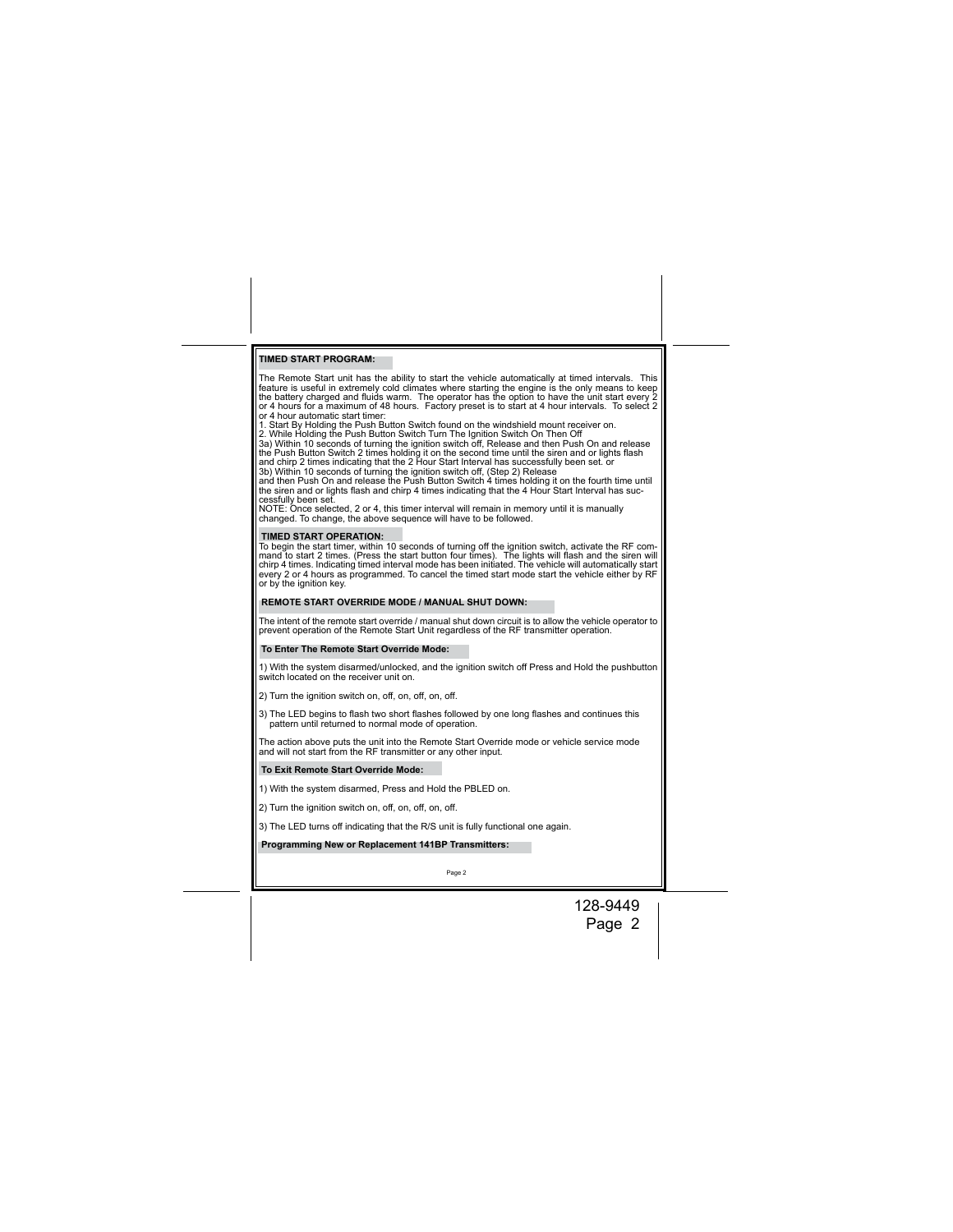## TIMED START PROGRAM:

The Remote Start unit has the ability to start the vehicle automatically at timed intervals. This feature is useful in extremely cold climates where starting the engine is the only means to keep the battery charged and fluids warm. The operator has the option to have the unit start every 2 or 4 hours for a maximum of 48 hours. Factory preset is to start at 4 hour intervals. To select 2 or 4 hour automatic start timer:

1. Start By Holding the Push Button Switch found on the windshield mount receiver on.
2. While Holding the Push Button Switch Turn The Ignition Switch On Then Off

3a) Within 10 seconds of turning the ignition switch off, Release and then Push On and release the Push Button Switch 2 times holding it on the second time until the siren and or lights flash and chirp 2 times indicating that the 2 Hour Start Interval has successfully been set. or

3b) Within 10 seconds of turning the ignition switch off, (Step 2) Release and then Push On and release the Push Button Switch 4 times holding it on the fourth time until the siren and or lights flash and chirp 4 times indicating that the 4 Hour Start Interval has successfully been set.

NOTE: Once selected, 2 or 4, this timer interval will remain in memory until it is manually changed. To change, the above sequence will have to be followed.

## TIMED START OPERATION:

To begin the start timer, within 10 seconds of turning off the ignition switch, activate the RF command to start 2 times. (Press the start button four times). The lights will flash and the siren will chirp 4 times. Indicating timed interval mode has been initiated. The vehicle will automatically start every 2 or 4 hours as programmed. To cancel the timed start mode start the vehicle either by RF or by the ignition key.

## REMOTE START OVERRIDE MODE / MANUAL SHUT DOWN:

The intent of the remote start override / manual shut down circuit is to allow the vehicle operator to prevent operation of the Remote Start Unit regardless of the RF transmitter operation.

### To Enter The Remote Start Override Mode:

1) With the system disarmed/unlocked, and the ignition switch off Press and Hold the pushbutton switch located on the receiver unit on.

2) Turn the ignition switch on, off, on, off, on, off.

3) The LED begins to flash two short flashes followed by one long flashes and continues this pattern until returned to normal mode of operation.

The action above puts the unit into the Remote Start Override mode or vehicle service mode and will not start from the RF transmitter or any other input.

### To Exit Remote Start Override Mode:

1) With the system disarmed, Press and Hold the PBLED on.

2) Turn the ignition switch on, off, on, off, on, off.

3) The LED turns off indicating that the R/S unit is fully functional one again.

### Programming New or Replacement 141BP Transmitters: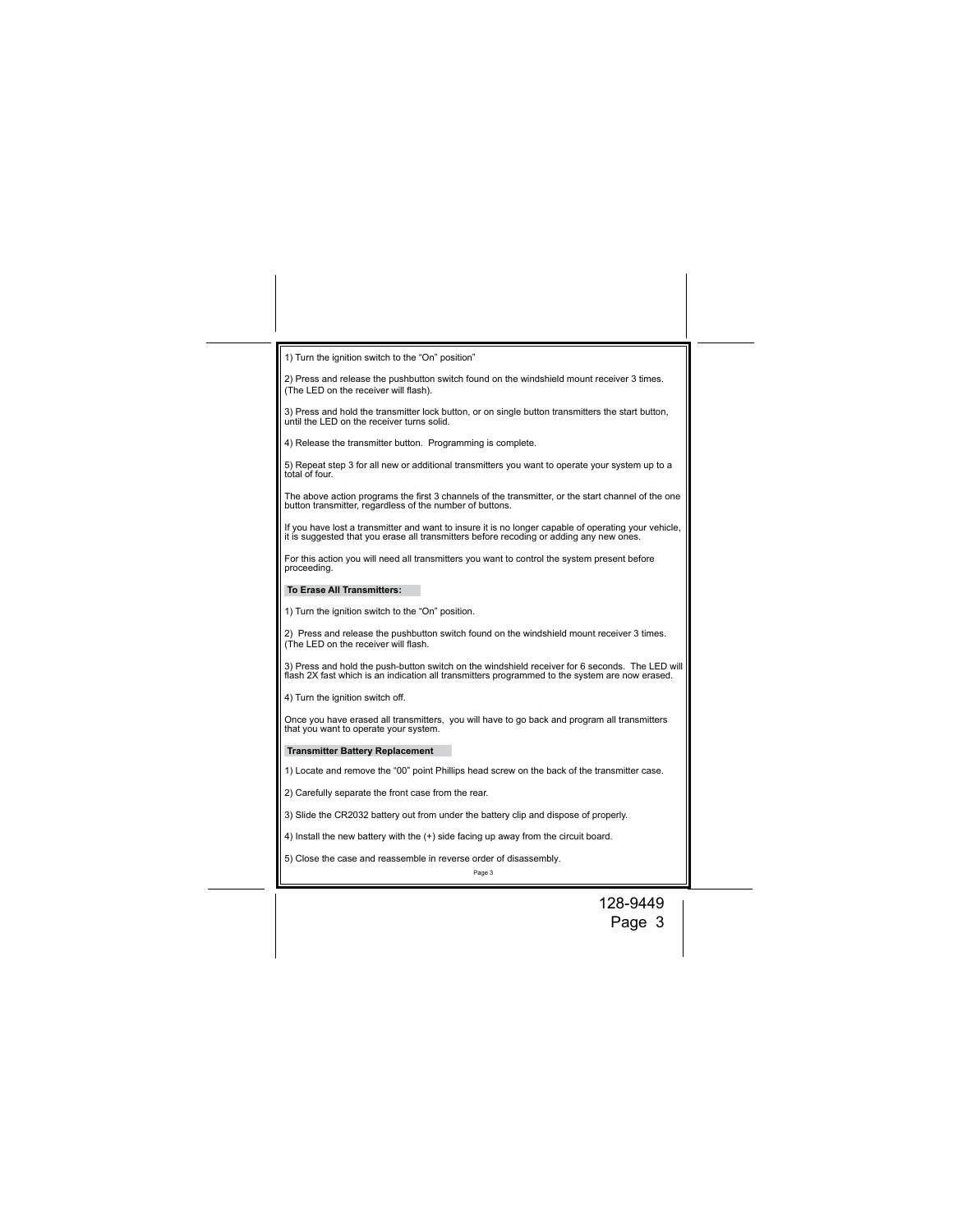1) Turn the ignition switch to the "On" position"

2) Press and release the pushbutton switch found on the windshield mount receiver 3 times. (The LED on the receiver will flash).

3) Press and hold the transmitter lock button, or on single button transmitters the start button, until the LED on the receiver turns solid.

4) Release the transmitter button. Programming is complete.

5) Repeat step 3 for all new or additional transmitters you want to operate your system up to a total of four.

The above action programs the first 3 channels of the transmitter, or the start channel of the one button transmitter, regardless of the number of buttons.

If you have lost a transmitter and want to insure it is no longer capable of operating your vehicle, it is suggested that you erase all transmitters before recoding or adding any new ones.

For this action you will need all transmitters you want to control the system present before proceeding.

**To Erase All Transmitters:**

1) Turn the ignition switch to the "On" position.

2) Press and release the pushbutton switch found on the windshield mount receiver 3 times. (The LED on the receiver will flash.

3) Press and hold the push-button switch on the windshield receiver for 6 seconds. The LED will flash 2X fast which is an indication all transmitters programmed to the system are now erased.

4) Turn the ignition switch off.

Once you have erased all transmitters, you will have to go back and program all transmitters that you want to operate your system.

**Transmitter Battery Replacement**

1) Locate and remove the "00" point Phillips head screw on the back of the transmitter case.

2) Carefully separate the front case from the rear.

3) Slide the CR2032 battery out from under the battery clip and dispose of properly.

4) Install the new battery with the (+) side facing up away from the circuit board.

5) Close the case and reassemble in reverse order of disassembly.

128-9449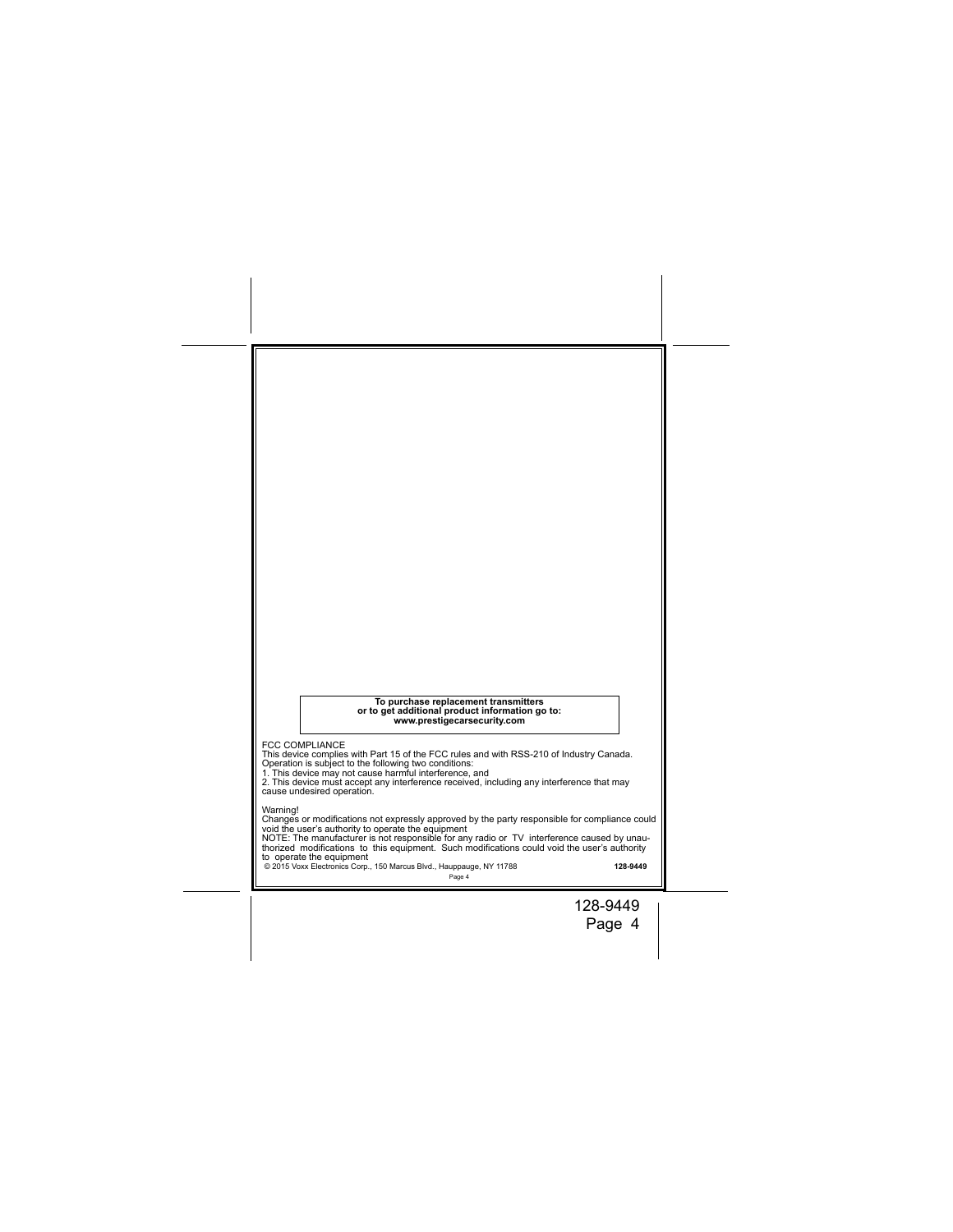**To purchase replacement transmitters or to get additional product information go to: www.prestigecarsecurity.com**

FCC COMPLIANCE

This device complies with Part 15 of the FCC rules and with RSS-210 of Industry Canada. Operation is subject to the following two conditions:

1. This device may not cause harmful interference, and
2. This device must accept any interference received, including any interference that may cause undesired operation.

Warning!

Changes or modifications not expressly approved by the party responsible for compliance could void the user's authority to operate the equipment

NOTE: The manufacturer is not responsible for any radio or TV interference caused by unauthorized modifications to this equipment. Such modifications could void the user's authority to operate the equipment

© 2015 Voxx Electronics Corp., 150 Marcus Blvd., Hauppauge, NY 11788 **128-9449**